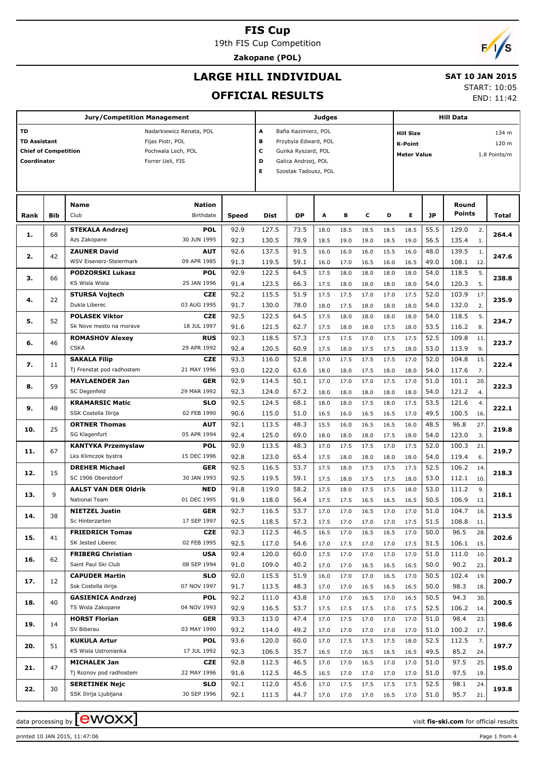# FIS Cup

19th FIS Cup Competition

**Zakopane (POL)**

## LARGE HILL INDIVIDUAL

**SAT 10 JAN 2015**

## OFFICIAL RESULTS

START: 10:05
END: 11:42

| Jury/Competition Management | | Judges | | Hill Data | |
|---|---|---|---|---|---|
| TD | Nadarkiewicz Renata, POL | A | Bafia Kazimierz, POL | Hill Size | 134 m |
| TD Assistant | Fijas Piotr, POL | B | Przybyla Edward, POL | K-Point | 120 m |
| Chief of Competition | Pochwala Lech, POL | C | Gunka Ryszard, POL | Meter Value | 1.8 Points/m |
| Coordinator | Forrer Ueli, FIS | D | Galica Andrzej, POL | | |
| | | E | Szostak Tadousz, POL | | |

| Rank | Bib | Name / Club | Nation / Birthdate | Speed | Dist | DP | A | B | C | D | E | JP | Round Points | | Total |
|---|---|---|---|---|---|---|---|---|---|---|---|---|---|---|---|
| 1. | 68 | **STEKALA Andrzej** | **POL** | 92.9 | 127.5 | 73.5 | 18.0 | 18.5 | 18.5 | 18.5 | 18.5 | 55.5 | 129.0 | 2. | 264.4 |
| | | Azs Zakopane | 30 JUN 1995 | 92.3 | 130.5 | 78.9 | 18.5 | 19.0 | 19.0 | 18.5 | 19.0 | 56.5 | 135.4 | 1. | |
| 2. | 42 | **ZAUNER David** | **AUT** | 92.6 | 137.5 | 91.5 | 16.0 | 16.0 | 16.0 | 15.5 | 16.0 | 48.0 | 139.5 | 1. | 247.6 |
| | | WSV Eisenerz-Steiermark | 09 APR 1985 | 91.3 | 119.5 | 59.1 | 16.0 | 17.0 | 16.5 | 16.0 | 16.5 | 49.0 | 108.1 | 12. | |
| 3. | 66 | **PODZORSKI Lukasz** | **POL** | 92.9 | 122.5 | 64.5 | 17.5 | 18.0 | 18.0 | 18.0 | 18.0 | 54.0 | 118.5 | 5. | 238.8 |
| | | KS Wisla Wisla | 25 JAN 1996 | 91.4 | 123.5 | 66.3 | 17.5 | 18.0 | 18.0 | 18.0 | 18.0 | 54.0 | 120.3 | 5. | |
| 4. | 22 | **STURSA Vojtech** | **CZE** | 92.2 | 115.5 | 51.9 | 17.5 | 17.5 | 17.0 | 17.0 | 17.5 | 52.0 | 103.9 | 17. | 235.9 |
| | | Dukla Liberec | 03 AUG 1995 | 91.7 | 130.0 | 78.0 | 18.0 | 17.5 | 18.0 | 18.0 | 18.0 | 54.0 | 132.0 | 2. | |
| 5. | 52 | **POLASEK Viktor** | **CZE** | 92.5 | 122.5 | 64.5 | 17.5 | 18.0 | 18.0 | 18.0 | 18.0 | 54.0 | 118.5 | 5. | 234.7 |
| | | Sk Nove mesto na morave | 18 JUL 1997 | 91.6 | 121.5 | 62.7 | 17.5 | 18.0 | 18.0 | 17.5 | 18.0 | 53.5 | 116.2 | 8. | |
| 6. | 46 | **ROMASHOV Alexey** | **RUS** | 92.3 | 118.5 | 57.3 | 17.5 | 17.5 | 17.0 | 17.5 | 17.5 | 52.5 | 109.8 | 11. | 223.7 |
| | | CSKA | 29 APR 1992 | 92.4 | 120.5 | 60.9 | 17.5 | 18.0 | 17.5 | 17.5 | 18.0 | 53.0 | 113.9 | 9. | |
| 7. | 11 | **SAKALA Filip** | **CZE** | 93.3 | 116.0 | 52.8 | 17.0 | 17.5 | 17.5 | 17.5 | 17.0 | 52.0 | 104.8 | 15. | 222.4 |
| | | Tj Frenstat pod radhostem | 21 MAY 1996 | 93.0 | 122.0 | 63.6 | 18.0 | 18.0 | 17.5 | 18.0 | 18.0 | 54.0 | 117.6 | 7. | |
| 8. | 59 | **MAYLAENDER Jan** | **GER** | 92.9 | 114.5 | 50.1 | 17.0 | 17.0 | 17.0 | 17.5 | 17.0 | 51.0 | 101.1 | 20. | 222.3 |
| | | SC Degenfeld | 29 MAR 1992 | 92.3 | 124.0 | 67.2 | 18.0 | 18.0 | 18.0 | 18.0 | 18.0 | 54.0 | 121.2 | 4. | |
| 9. | 48 | **KRAMARSIC Matic** | **SLO** | 92.5 | 124.5 | 68.1 | 18.0 | 18.0 | 17.5 | 18.0 | 17.5 | 53.5 | 121.6 | 4. | 222.1 |
| | | SSK Costella Ilirija | 02 FEB 1990 | 90.6 | 115.0 | 51.0 | 16.5 | 16.0 | 16.5 | 16.5 | 17.0 | 49.5 | 100.5 | 16. | |
| 10. | 25 | **ORTNER Thomas** | **AUT** | 92.1 | 113.5 | 48.3 | 15.5 | 16.0 | 16.5 | 16.5 | 16.0 | 48.5 | 96.8 | 27. | 219.8 |
| | | SG Klagenfurt | 05 APR 1994 | 92.4 | 125.0 | 69.0 | 18.0 | 18.0 | 18.0 | 17.5 | 18.0 | 54.0 | 123.0 | 3. | |
| 11. | 67 | **KANTYKA Przemyslaw** | **POL** | 92.9 | 113.5 | 48.3 | 17.0 | 17.5 | 17.5 | 17.0 | 17.5 | 52.0 | 100.3 | 21. | 219.7 |
| | | Lks Klimczok bystra | 15 DEC 1996 | 92.8 | 123.0 | 65.4 | 17.5 | 18.0 | 18.0 | 18.0 | 18.0 | 54.0 | 119.4 | 6. | |
| 12. | 15 | **DREHER Michael** | **GER** | 92.5 | 116.5 | 53.7 | 17.5 | 18.0 | 17.5 | 17.5 | 17.5 | 52.5 | 106.2 | 14. | 218.3 |
| | | SC 1906 Oberstdorf | 30 JAN 1993 | 92.5 | 119.5 | 59.1 | 17.5 | 18.0 | 17.5 | 17.5 | 18.0 | 53.0 | 112.1 | 10. | |
| 13. | 9 | **AALST VAN DER Oldrik** | **NED** | 91.8 | 119.0 | 58.2 | 17.5 | 18.0 | 17.5 | 17.5 | 18.0 | 53.0 | 111.2 | 9. | 218.1 |
| | | National Team | 01 DEC 1995 | 91.9 | 118.0 | 56.4 | 17.5 | 17.5 | 16.5 | 16.5 | 16.5 | 50.5 | 106.9 | 13. | |
| 14. | 38 | **NIETZEL Justin** | **GER** | 92.7 | 116.5 | 53.7 | 17.0 | 17.0 | 16.5 | 17.0 | 17.0 | 51.0 | 104.7 | 16. | 213.5 |
| | | Sc Hinterzarten | 17 SEP 1997 | 92.5 | 118.5 | 57.3 | 17.5 | 17.0 | 17.0 | 17.0 | 17.5 | 51.5 | 108.8 | 11. | |
| 15. | 41 | **FRIEDRICH Tomas** | **CZE** | 92.3 | 112.5 | 46.5 | 16.5 | 17.0 | 16.5 | 16.5 | 17.0 | 50.0 | 96.5 | 28. | 202.6 |
| | | SK Jested Liberec | 02 FEB 1995 | 92.5 | 117.0 | 54.6 | 17.0 | 17.5 | 17.0 | 17.0 | 17.5 | 51.5 | 106.1 | 15. | |
| 16. | 62 | **FRIBERG Christian** | **USA** | 92.4 | 120.0 | 60.0 | 17.5 | 17.0 | 17.0 | 17.0 | 17.0 | 51.0 | 111.0 | 10. | 201.2 |
| | | Saint Paul Ski Club | 08 SEP 1994 | 91.0 | 109.0 | 40.2 | 17.0 | 17.0 | 16.5 | 16.5 | 16.5 | 50.0 | 90.2 | 23. | |
| 17. | 12 | **CAPUDER Martin** | **SLO** | 92.0 | 115.5 | 51.9 | 16.0 | 17.0 | 17.0 | 16.5 | 17.0 | 50.5 | 102.4 | 19. | 200.7 |
| | | Ssk Costella ilirija | 07 NOV 1997 | 91.7 | 113.5 | 48.3 | 17.0 | 17.0 | 16.5 | 16.5 | 16.5 | 50.0 | 98.3 | 18. | |
| 18. | 40 | **GASIENICA Andrzej** | **POL** | 92.2 | 111.0 | 43.8 | 17.0 | 17.0 | 16.5 | 17.0 | 16.5 | 50.5 | 94.3 | 30. | 200.5 |
| | | TS Wisla Zakopane | 04 NOV 1993 | 92.9 | 116.5 | 53.7 | 17.5 | 17.5 | 17.5 | 17.0 | 17.5 | 52.5 | 106.2 | 14. | |
| 19. | 14 | **HORST Florian** | **GER** | 93.3 | 113.0 | 47.4 | 17.0 | 17.5 | 17.0 | 17.0 | 17.0 | 51.0 | 98.4 | 23. | 198.6 |
| | | SV Biberau | 03 MAY 1990 | 93.2 | 114.0 | 49.2 | 17.0 | 17.0 | 17.0 | 17.0 | 17.0 | 51.0 | 100.2 | 17. | |
| 20. | 51 | **KUKULA Artur** | **POL** | 93.6 | 120.0 | 60.0 | 17.0 | 17.5 | 17.5 | 17.5 | 18.0 | 52.5 | 112.5 | 7. | 197.7 |
| | | KS Wisla Ustronianka | 17 JUL 1992 | 92.3 | 106.5 | 35.7 | 16.5 | 17.0 | 16.5 | 16.5 | 16.5 | 49.5 | 85.2 | 24. | |
| 21. | 47 | **MICHALEK Jan** | **CZE** | 92.8 | 112.5 | 46.5 | 17.0 | 17.0 | 16.5 | 17.0 | 17.0 | 51.0 | 97.5 | 25. | 195.0 |
| | | Tj Roznov pod radhostem | 22 MAY 1996 | 91.6 | 112.5 | 46.5 | 16.5 | 17.0 | 17.0 | 17.0 | 17.0 | 51.0 | 97.5 | 19. | |
| 22. | 30 | **SERETINEK Nejc** | **SLO** | 92.1 | 112.0 | 45.6 | 17.0 | 17.5 | 17.5 | 17.5 | 17.5 | 52.5 | 98.1 | 24. | 193.8 |
| | | SSK Ilirija Ljubljana | 30 SEP 1996 | 92.1 | 111.5 | 44.7 | 17.0 | 17.0 | 17.0 | 16.5 | 17.0 | 51.0 | 95.7 | 21. | |

data processing by ewoxx — visit **fis-ski.com** for official results

printed 10 JAN 2015, 11:47:06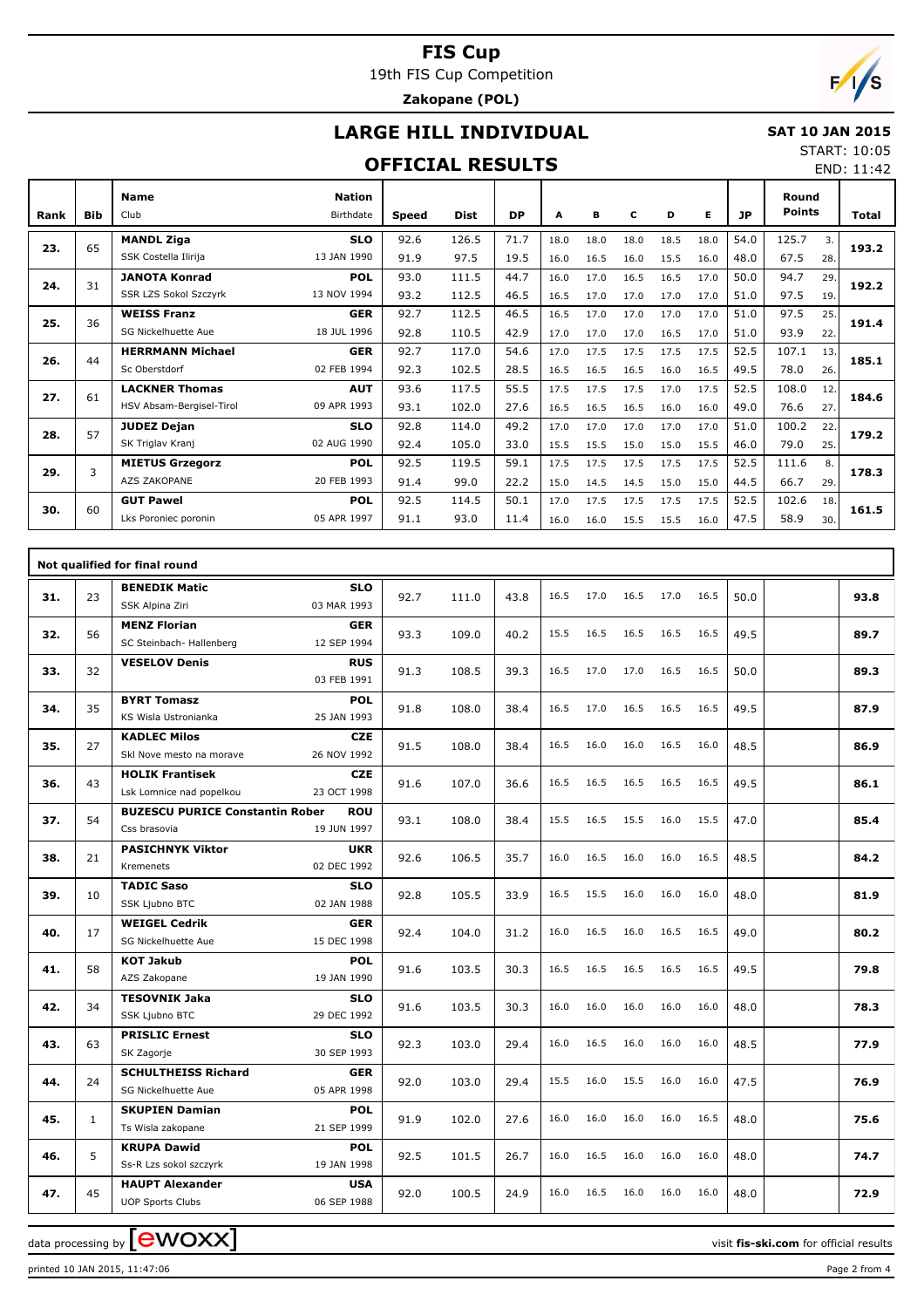# FIS Cup

19th FIS Cup Competition

**Zakopane (POL)**

## LARGE HILL INDIVIDUAL

## OFFICIAL RESULTS

**SAT 10 JAN 2015**

START: 10:05

END: 11:42

| Rank | Bib | Name / Club | Nation / Birthdate | Speed | Dist | DP | A | B | C | D | E | JP | Round Points | | Total |
|---|---|---|---|---|---|---|---|---|---|---|---|---|---|---|---|
| 23. | 65 | **MANDL Ziga** | **SLO** | 92.6 | 126.5 | 71.7 | 18.0 | 18.0 | 18.0 | 18.5 | 18.0 | 54.0 | 125.7 | 3. | **193.2** |
| | | SSK Costella Ilirija | 13 JAN 1990 | 91.9 | 97.5 | 19.5 | 16.0 | 16.5 | 16.0 | 15.5 | 16.0 | 48.0 | 67.5 | 28. | |
| 24. | 31 | **JANOTA Konrad** | **POL** | 93.0 | 111.5 | 44.7 | 16.0 | 17.0 | 16.5 | 16.5 | 17.0 | 50.0 | 94.7 | 29. | **192.2** |
| | | SSR LZS Sokol Szczyrk | 13 NOV 1994 | 93.2 | 112.5 | 46.5 | 16.5 | 17.0 | 17.0 | 17.0 | 17.0 | 51.0 | 97.5 | 19. | |
| 25. | 36 | **WEISS Franz** | **GER** | 92.7 | 112.5 | 46.5 | 16.5 | 17.0 | 17.0 | 17.0 | 17.0 | 51.0 | 97.5 | 25. | **191.4** |
| | | SG Nickelhuette Aue | 18 JUL 1996 | 92.8 | 110.5 | 42.9 | 17.0 | 17.0 | 17.0 | 16.5 | 17.0 | 51.0 | 93.9 | 22. | |
| 26. | 44 | **HERRMANN Michael** | **GER** | 92.7 | 117.0 | 54.6 | 17.0 | 17.5 | 17.5 | 17.5 | 17.5 | 52.5 | 107.1 | 13. | **185.1** |
| | | Sc Oberstdorf | 02 FEB 1994 | 92.3 | 102.5 | 28.5 | 16.5 | 16.5 | 16.5 | 16.0 | 16.5 | 49.5 | 78.0 | 26. | |
| 27. | 61 | **LACKNER Thomas** | **AUT** | 93.6 | 117.5 | 55.5 | 17.5 | 17.5 | 17.5 | 17.0 | 17.5 | 52.5 | 108.0 | 12. | **184.6** |
| | | HSV Absam-Bergisel-Tirol | 09 APR 1993 | 93.1 | 102.0 | 27.6 | 16.5 | 16.5 | 16.5 | 16.0 | 16.0 | 49.0 | 76.6 | 27. | |
| 28. | 57 | **JUDEZ Dejan** | **SLO** | 92.8 | 114.0 | 49.2 | 17.0 | 17.0 | 17.0 | 17.0 | 17.0 | 51.0 | 100.2 | 22. | **179.2** |
| | | SK Triglav Kranj | 02 AUG 1990 | 92.4 | 105.0 | 33.0 | 15.5 | 15.5 | 15.0 | 15.0 | 15.5 | 46.0 | 79.0 | 25. | |
| 29. | 3 | **MIETUS Grzegorz** | **POL** | 92.5 | 119.5 | 59.1 | 17.5 | 17.5 | 17.5 | 17.5 | 17.5 | 52.5 | 111.6 | 8. | **178.3** |
| | | AZS ZAKOPANE | 20 FEB 1993 | 91.4 | 99.0 | 22.2 | 15.0 | 14.5 | 14.5 | 15.0 | 15.0 | 44.5 | 66.7 | 29. | |
| 30. | 60 | **GUT Pawel** | **POL** | 92.5 | 114.5 | 50.1 | 17.0 | 17.5 | 17.5 | 17.5 | 17.5 | 52.5 | 102.6 | 18. | **161.5** |
| | | Lks Poroniec poronin | 05 APR 1997 | 91.1 | 93.0 | 11.4 | 16.0 | 16.0 | 15.5 | 15.5 | 16.0 | 47.5 | 58.9 | 30. | |

**Not qualified for final round**

| Rank | Bib | Name / Club | Nation / Birthdate | Speed | Dist | DP | A | B | C | D | E | JP | Total |
|---|---|---|---|---|---|---|---|---|---|---|---|---|---|
| 31. | 23 | **BENEDIK Matic** / SSK Alpina Ziri | **SLO** / 03 MAR 1993 | 92.7 | 111.0 | 43.8 | 16.5 | 17.0 | 16.5 | 17.0 | 16.5 | 50.0 | **93.8** |
| 32. | 56 | **MENZ Florian** / SC Steinbach- Hallenberg | **GER** / 12 SEP 1994 | 93.3 | 109.0 | 40.2 | 15.5 | 16.5 | 16.5 | 16.5 | 16.5 | 49.5 | **89.7** |
| 33. | 32 | **VESELOV Denis** | **RUS** / 03 FEB 1991 | 91.3 | 108.5 | 39.3 | 16.5 | 17.0 | 17.0 | 16.5 | 16.5 | 50.0 | **89.3** |
| 34. | 35 | **BYRT Tomasz** / KS Wisla Ustronianka | **POL** / 25 JAN 1993 | 91.8 | 108.0 | 38.4 | 16.5 | 17.0 | 16.5 | 16.5 | 16.5 | 49.5 | **87.9** |
| 35. | 27 | **KADLEC Milos** / Skl Nove mesto na morave | **CZE** / 26 NOV 1992 | 91.5 | 108.0 | 38.4 | 16.5 | 16.0 | 16.0 | 16.5 | 16.0 | 48.5 | **86.9** |
| 36. | 43 | **HOLIK Frantisek** / Lsk Lomnice nad popelkou | **CZE** / 23 OCT 1998 | 91.6 | 107.0 | 36.6 | 16.5 | 16.5 | 16.5 | 16.5 | 16.5 | 49.5 | **86.1** |
| 37. | 54 | **BUZESCU PURICE Constantin Rober** / Css brasovia | **ROU** / 19 JUN 1997 | 93.1 | 108.0 | 38.4 | 15.5 | 16.5 | 15.5 | 16.0 | 15.5 | 47.0 | **85.4** |
| 38. | 21 | **PASICHNYK Viktor** / Kremenets | **UKR** / 02 DEC 1992 | 92.6 | 106.5 | 35.7 | 16.0 | 16.5 | 16.0 | 16.0 | 16.5 | 48.5 | **84.2** |
| 39. | 10 | **TADIC Saso** / SSK Ljubno BTC | **SLO** / 02 JAN 1988 | 92.8 | 105.5 | 33.9 | 16.5 | 15.5 | 16.0 | 16.0 | 16.0 | 48.0 | **81.9** |
| 40. | 17 | **WEIGEL Cedrik** / SG Nickelhuette Aue | **GER** / 15 DEC 1998 | 92.4 | 104.0 | 31.2 | 16.0 | 16.5 | 16.0 | 16.5 | 16.5 | 49.0 | **80.2** |
| 41. | 58 | **KOT Jakub** / AZS Zakopane | **POL** / 19 JAN 1990 | 91.6 | 103.5 | 30.3 | 16.5 | 16.5 | 16.5 | 16.5 | 16.5 | 49.5 | **79.8** |
| 42. | 34 | **TESOVNIK Jaka** / SSK Ljubno BTC | **SLO** / 29 DEC 1992 | 91.6 | 103.5 | 30.3 | 16.0 | 16.0 | 16.0 | 16.0 | 16.0 | 48.0 | **78.3** |
| 43. | 63 | **PRISLIC Ernest** / SK Zagorje | **SLO** / 30 SEP 1993 | 92.3 | 103.0 | 29.4 | 16.0 | 16.5 | 16.0 | 16.0 | 16.0 | 48.5 | **77.9** |
| 44. | 24 | **SCHULTHEISS Richard** / SG Nickelhuette Aue | **GER** / 05 APR 1998 | 92.0 | 103.0 | 29.4 | 15.5 | 16.0 | 15.5 | 16.0 | 16.0 | 47.5 | **76.9** |
| 45. | 1 | **SKUPIEN Damian** / Ts Wisla zakopane | **POL** / 21 SEP 1999 | 91.9 | 102.0 | 27.6 | 16.0 | 16.0 | 16.0 | 16.0 | 16.5 | 48.0 | **75.6** |
| 46. | 5 | **KRUPA Dawid** / Ss-R Lzs sokol szczyrk | **POL** / 19 JAN 1998 | 92.5 | 101.5 | 26.7 | 16.0 | 16.5 | 16.0 | 16.0 | 16.0 | 48.0 | **74.7** |
| 47. | 45 | **HAUPT Alexander** / UOP Sports Clubs | **USA** / 06 SEP 1988 | 92.0 | 100.5 | 24.9 | 16.0 | 16.5 | 16.0 | 16.0 | 16.0 | 48.0 | **72.9** |

data processing by ewoxx — visit **fis-ski.com** for official results

printed 10 JAN 2015, 11:47:06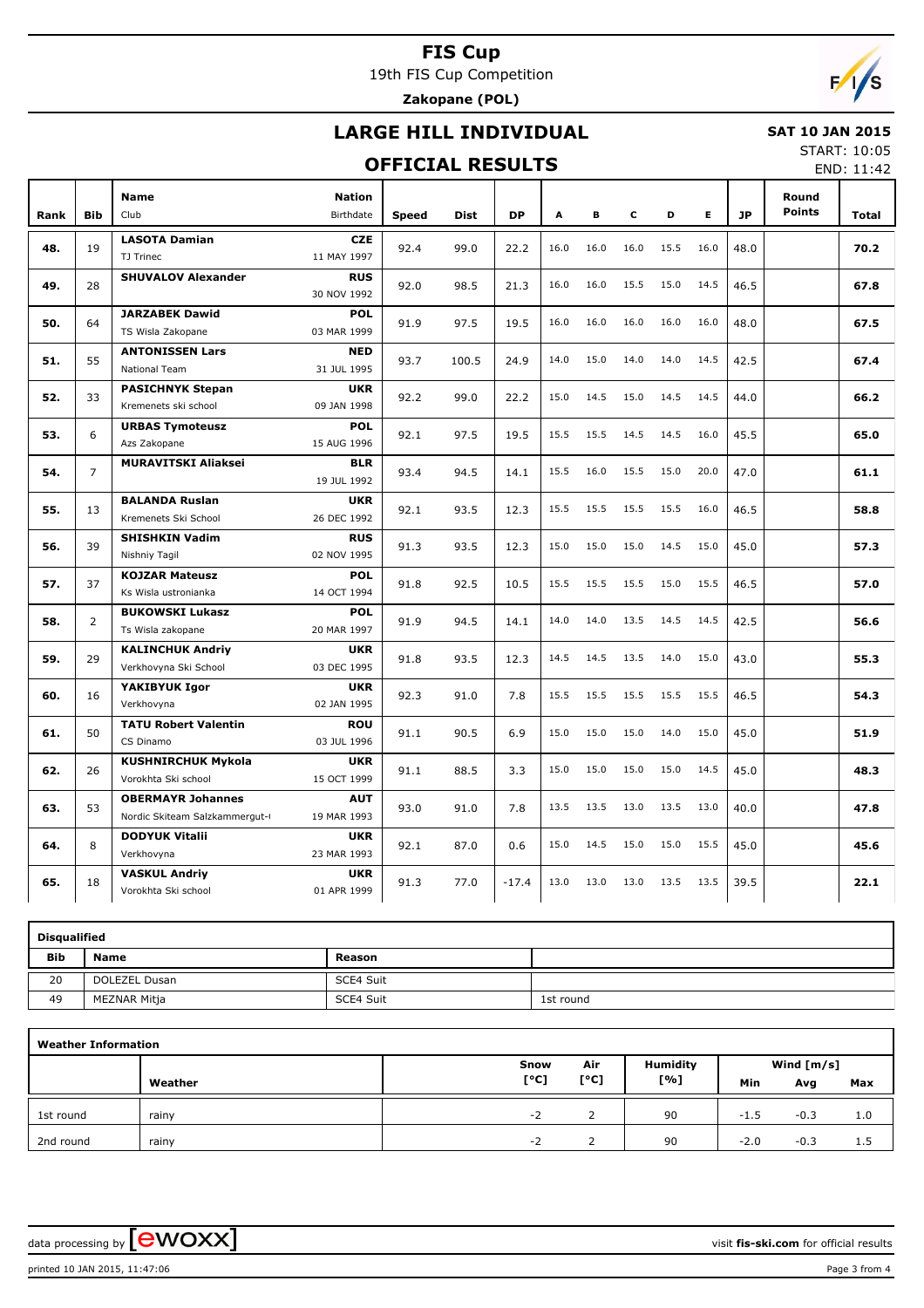# FIS Cup

19th FIS Cup Competition

**Zakopane (POL)**

## LARGE HILL INDIVIDUAL

**SAT 10 JAN 2015**

START: 10:05

END: 11:42

## OFFICIAL RESULTS

| Rank | Bib | Name / Club | Nation / Birthdate | Speed | Dist | DP | A | B | C | D | E | JP | Round Points | Total |
|---|---|---|---|---|---|---|---|---|---|---|---|---|---|---|
| 48. | 19 | **LASOTA Damian** TJ Trinec | **CZE** 11 MAY 1997 | 92.4 | 99.0 | 22.2 | 16.0 | 16.0 | 16.0 | 15.5 | 16.0 | 48.0 | | **70.2** |
| 49. | 28 | **SHUVALOV Alexander** | **RUS** 30 NOV 1992 | 92.0 | 98.5 | 21.3 | 16.0 | 16.0 | 15.5 | 15.0 | 14.5 | 46.5 | | **67.8** |
| 50. | 64 | **JARZABEK Dawid** TS Wisla Zakopane | **POL** 03 MAR 1999 | 91.9 | 97.5 | 19.5 | 16.0 | 16.0 | 16.0 | 16.0 | 16.0 | 48.0 | | **67.5** |
| 51. | 55 | **ANTONISSEN Lars** National Team | **NED** 31 JUL 1995 | 93.7 | 100.5 | 24.9 | 14.0 | 15.0 | 14.0 | 14.0 | 14.5 | 42.5 | | **67.4** |
| 52. | 33 | **PASICHNYK Stepan** Kremenets ski school | **UKR** 09 JAN 1998 | 92.2 | 99.0 | 22.2 | 15.0 | 14.5 | 15.0 | 14.5 | 14.5 | 44.0 | | **66.2** |
| 53. | 6 | **URBAS Tymoteusz** Azs Zakopane | **POL** 15 AUG 1996 | 92.1 | 97.5 | 19.5 | 15.5 | 15.5 | 14.5 | 14.5 | 16.0 | 45.5 | | **65.0** |
| 54. | 7 | **MURAVITSKI Aliaksei** | **BLR** 19 JUL 1992 | 93.4 | 94.5 | 14.1 | 15.5 | 16.0 | 15.5 | 15.0 | 20.0 | 47.0 | | **61.1** |
| 55. | 13 | **BALANDA Ruslan** Kremenets Ski School | **UKR** 26 DEC 1992 | 92.1 | 93.5 | 12.3 | 15.5 | 15.5 | 15.5 | 15.5 | 16.0 | 46.5 | | **58.8** |
| 56. | 39 | **SHISHKIN Vadim** Nishniy Tagil | **RUS** 02 NOV 1995 | 91.3 | 93.5 | 12.3 | 15.0 | 15.0 | 15.0 | 14.5 | 15.0 | 45.0 | | **57.3** |
| 57. | 37 | **KOJZAR Mateusz** Ks Wisla ustronianka | **POL** 14 OCT 1994 | 91.8 | 92.5 | 10.5 | 15.5 | 15.5 | 15.5 | 15.0 | 15.5 | 46.5 | | **57.0** |
| 58. | 2 | **BUKOWSKI Lukasz** Ts Wisla zakopane | **POL** 20 MAR 1997 | 91.9 | 94.5 | 14.1 | 14.0 | 14.0 | 13.5 | 14.5 | 14.5 | 42.5 | | **56.6** |
| 59. | 29 | **KALINCHUK Andriy** Verkhovyna Ski School | **UKR** 03 DEC 1995 | 91.8 | 93.5 | 12.3 | 14.5 | 14.5 | 13.5 | 14.0 | 15.0 | 43.0 | | **55.3** |
| 60. | 16 | **YAKIBYUK Igor** Verkhovyna | **UKR** 02 JAN 1995 | 92.3 | 91.0 | 7.8 | 15.5 | 15.5 | 15.5 | 15.5 | 15.5 | 46.5 | | **54.3** |
| 61. | 50 | **TATU Robert Valentin** CS Dinamo | **ROU** 03 JUL 1996 | 91.1 | 90.5 | 6.9 | 15.0 | 15.0 | 15.0 | 14.0 | 15.0 | 45.0 | | **51.9** |
| 62. | 26 | **KUSHNIRCHUK Mykola** Vorokhta Ski school | **UKR** 15 OCT 1999 | 91.1 | 88.5 | 3.3 | 15.0 | 15.0 | 15.0 | 15.0 | 14.5 | 45.0 | | **48.3** |
| 63. | 53 | **OBERMAYR Johannes** Nordic Skiteam Salzkammergut-( | **AUT** 19 MAR 1993 | 93.0 | 91.0 | 7.8 | 13.5 | 13.5 | 13.0 | 13.5 | 13.0 | 40.0 | | **47.8** |
| 64. | 8 | **DODYUK Vitalii** Verkhovyna | **UKR** 23 MAR 1993 | 92.1 | 87.0 | 0.6 | 15.0 | 14.5 | 15.0 | 15.0 | 15.5 | 45.0 | | **45.6** |
| 65. | 18 | **VASKUL Andriy** Vorokhta Ski school | **UKR** 01 APR 1999 | 91.3 | 77.0 | -17.4 | 13.0 | 13.0 | 13.0 | 13.5 | 13.5 | 39.5 | | **22.1** |

**Disqualified**

| Bib | Name | Reason | |
|---|---|---|---|
| 20 | DOLEZEL Dusan | SCE4 Suit | |
| 49 | MEZNAR Mitja | SCE4 Suit | 1st round |

**Weather Information**

| | Weather | Snow [°C] | Air [°C] | Humidity [%] | Wind [m/s] Min | Avg | Max |
|---|---|---|---|---|---|---|---|
| 1st round | rainy | -2 | 2 | 90 | -1.5 | -0.3 | 1.0 |
| 2nd round | rainy | -2 | 2 | 90 | -2.0 | -0.3 | 1.5 |

data processing by ewoxx — visit fis-ski.com for official results

printed 10 JAN 2015, 11:47:06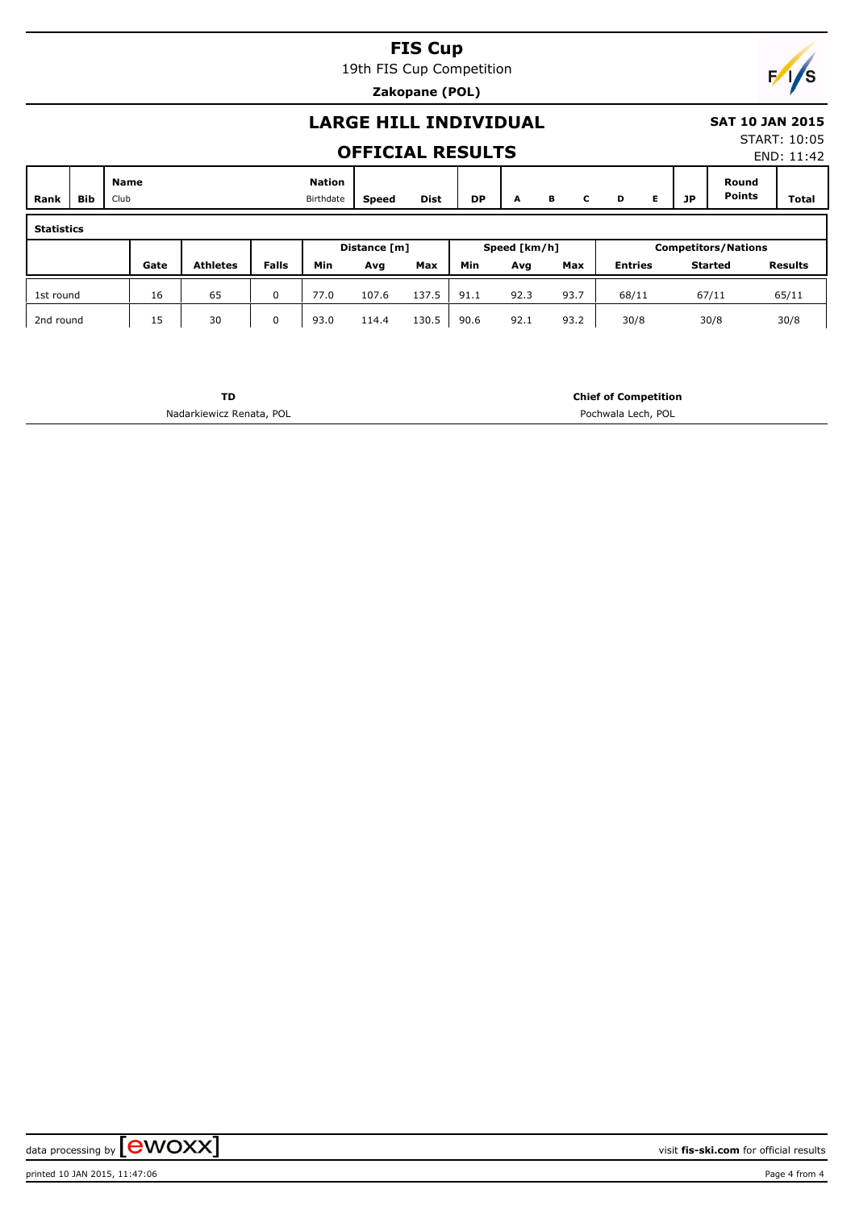# FIS Cup

19th FIS Cup Competition

**Zakopane (POL)**

## LARGE HILL INDIVIDUAL

**SAT 10 JAN 2015**

START: 10:05

END: 11:42

## OFFICIAL RESULTS

| Rank | Bib | Name Club | Nation Birthdate | Speed | Dist | DP | A | B | C | D | E | JP | Round Points | Total |
|---|---|---|---|---|---|---|---|---|---|---|---|---|---|---|

**Statistics**

| | Gate | Athletes | Falls | Distance [m] | | | Speed [km/h] | | | Competitors/Nations | | |
|---|---|---|---|---|---|---|---|---|---|---|---|---|
| | | | | Min | Avg | Max | Min | Avg | Max | Entries | Started | Results |
| 1st round | 16 | 65 | 0 | 77.0 | 107.6 | 137.5 | 91.1 | 92.3 | 93.7 | 68/11 | 67/11 | 65/11 |
| 2nd round | 15 | 30 | 0 | 93.0 | 114.4 | 130.5 | 90.6 | 92.1 | 93.2 | 30/8 | 30/8 | 30/8 |

| TD | Chief of Competition |
|---|---|
| Nadarkiewicz Renata, POL | Pochwala Lech, POL |

data processing by [ewoxx]

visit **fis-ski.com** for official results

printed 10 JAN 2015, 11:47:06